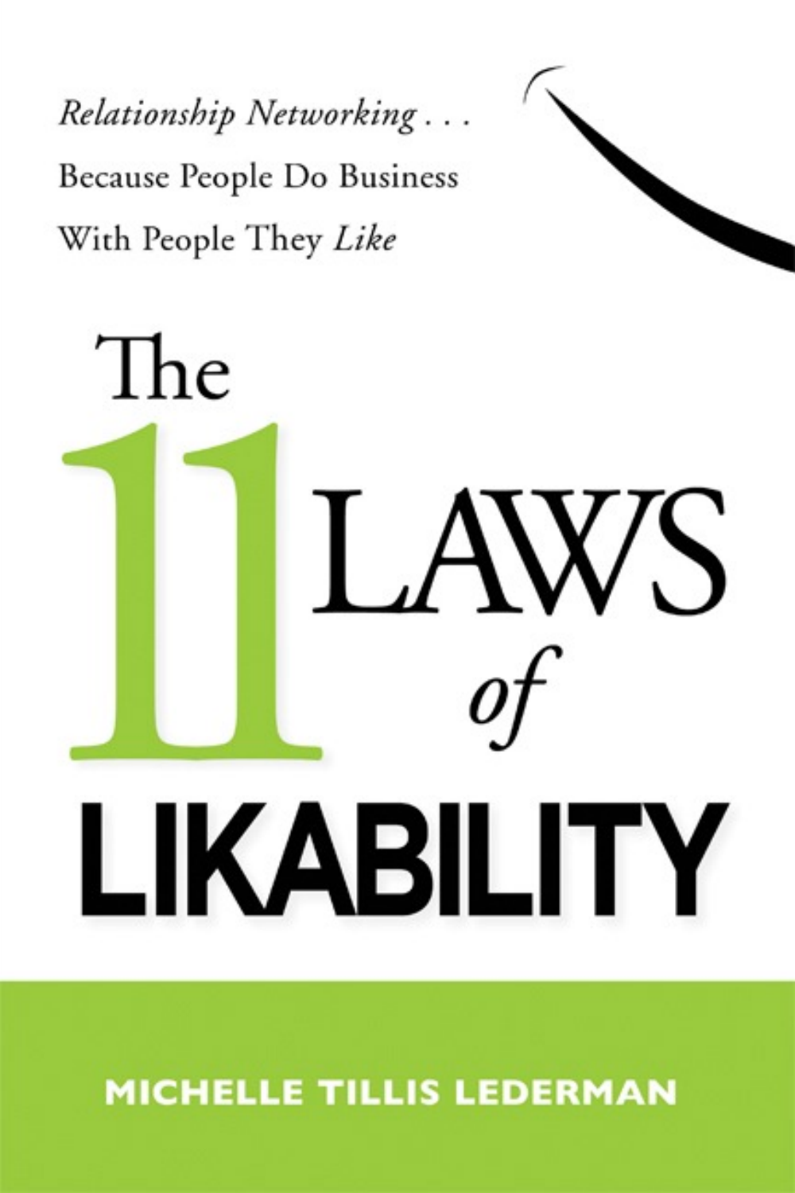*Relationship Networking . . .*
Because People Do Business
With People They *Like*

# The 11 LAWS *of* LIKABILITY

MICHELLE TILLIS LEDERMAN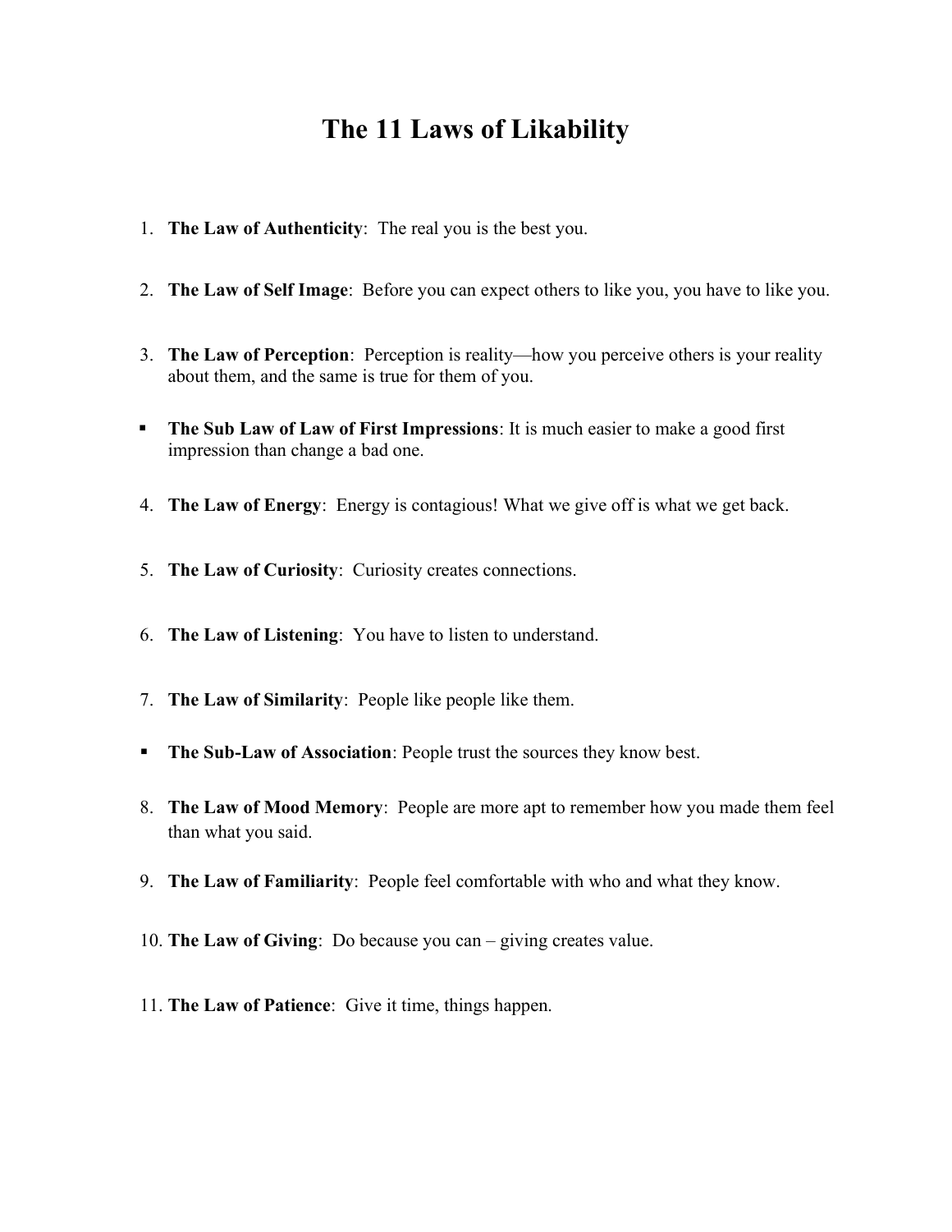# The 11 Laws of Likability

1. **The Law of Authenticity**: The real you is the best you.

2. **The Law of Self Image**: Before you can expect others to like you, you have to like you.

3. **The Law of Perception**: Perception is reality—how you perceive others is your reality about them, and the same is true for them of you.

- **The Sub Law of Law of First Impressions**: It is much easier to make a good first impression than change a bad one.

4. **The Law of Energy**: Energy is contagious! What we give off is what we get back.

5. **The Law of Curiosity**: Curiosity creates connections.

6. **The Law of Listening**: You have to listen to understand.

7. **The Law of Similarity**: People like people like them.

- **The Sub-Law of Association**: People trust the sources they know best.

8. **The Law of Mood Memory**: People are more apt to remember how you made them feel than what you said.

9. **The Law of Familiarity**: People feel comfortable with who and what they know.

10. **The Law of Giving**: Do because you can – giving creates value.

11. **The Law of Patience**: Give it time, things happen.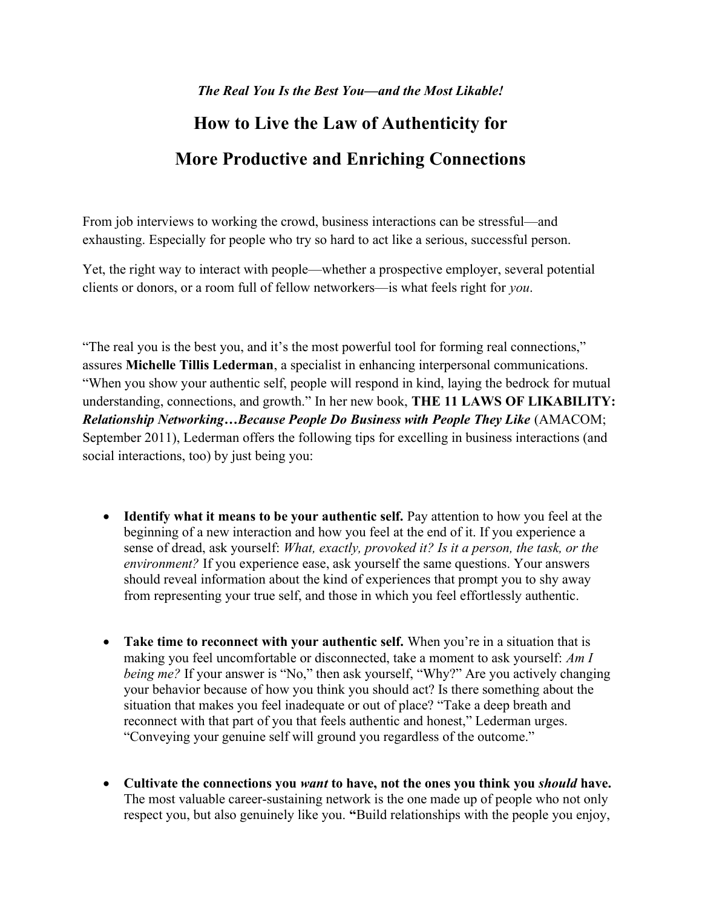***The Real You Is the Best You—and the Most Likable!***

# How to Live the Law of Authenticity for More Productive and Enriching Connections

From job interviews to working the crowd, business interactions can be stressful—and exhausting. Especially for people who try so hard to act like a serious, successful person.

Yet, the right way to interact with people—whether a prospective employer, several potential clients or donors, or a room full of fellow networkers—is what feels right for *you*.

"The real you is the best you, and it's the most powerful tool for forming real connections," assures **Michelle Tillis Lederman**, a specialist in enhancing interpersonal communications. "When you show your authentic self, people will respond in kind, laying the bedrock for mutual understanding, connections, and growth." In her new book, **THE 11 LAWS OF LIKABILITY: *Relationship Networking…Because People Do Business with People They Like*** (AMACOM; September 2011), Lederman offers the following tips for excelling in business interactions (and social interactions, too) by just being you:

- **Identify what it means to be your authentic self.** Pay attention to how you feel at the beginning of a new interaction and how you feel at the end of it. If you experience a sense of dread, ask yourself: *What, exactly, provoked it? Is it a person, the task, or the environment?* If you experience ease, ask yourself the same questions. Your answers should reveal information about the kind of experiences that prompt you to shy away from representing your true self, and those in which you feel effortlessly authentic.

- **Take time to reconnect with your authentic self.** When you're in a situation that is making you feel uncomfortable or disconnected, take a moment to ask yourself: *Am I being me?* If your answer is "No," then ask yourself, "Why?" Are you actively changing your behavior because of how you think you should act? Is there something about the situation that makes you feel inadequate or out of place? "Take a deep breath and reconnect with that part of you that feels authentic and honest," Lederman urges. "Conveying your genuine self will ground you regardless of the outcome."

- **Cultivate the connections you *want* to have, not the ones you think you *should* have.** The most valuable career-sustaining network is the one made up of people who not only respect you, but also genuinely like you. **"**Build relationships with the people you enjoy,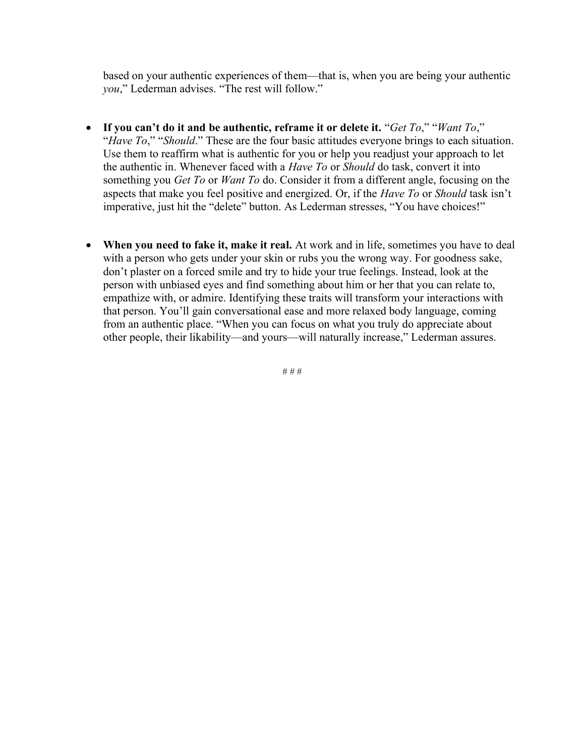based on your authentic experiences of them—that is, when you are being your authentic *you*," Lederman advises. "The rest will follow."

- **If you can't do it and be authentic, reframe it or delete it.** "*Get To*," "*Want To*," "*Have To*," "*Should*." These are the four basic attitudes everyone brings to each situation. Use them to reaffirm what is authentic for you or help you readjust your approach to let the authentic in. Whenever faced with a *Have To* or *Should* do task, convert it into something you *Get To* or *Want To* do. Consider it from a different angle, focusing on the aspects that make you feel positive and energized. Or, if the *Have To* or *Should* task isn't imperative, just hit the "delete" button. As Lederman stresses, "You have choices!"

- **When you need to fake it, make it real.** At work and in life, sometimes you have to deal with a person who gets under your skin or rubs you the wrong way. For goodness sake, don't plaster on a forced smile and try to hide your true feelings. Instead, look at the person with unbiased eyes and find something about him or her that you can relate to, empathize with, or admire. Identifying these traits will transform your interactions with that person. You'll gain conversational ease and more relaxed body language, coming from an authentic place. "When you can focus on what you truly do appreciate about other people, their likability—and yours—will naturally increase," Lederman assures.

# # #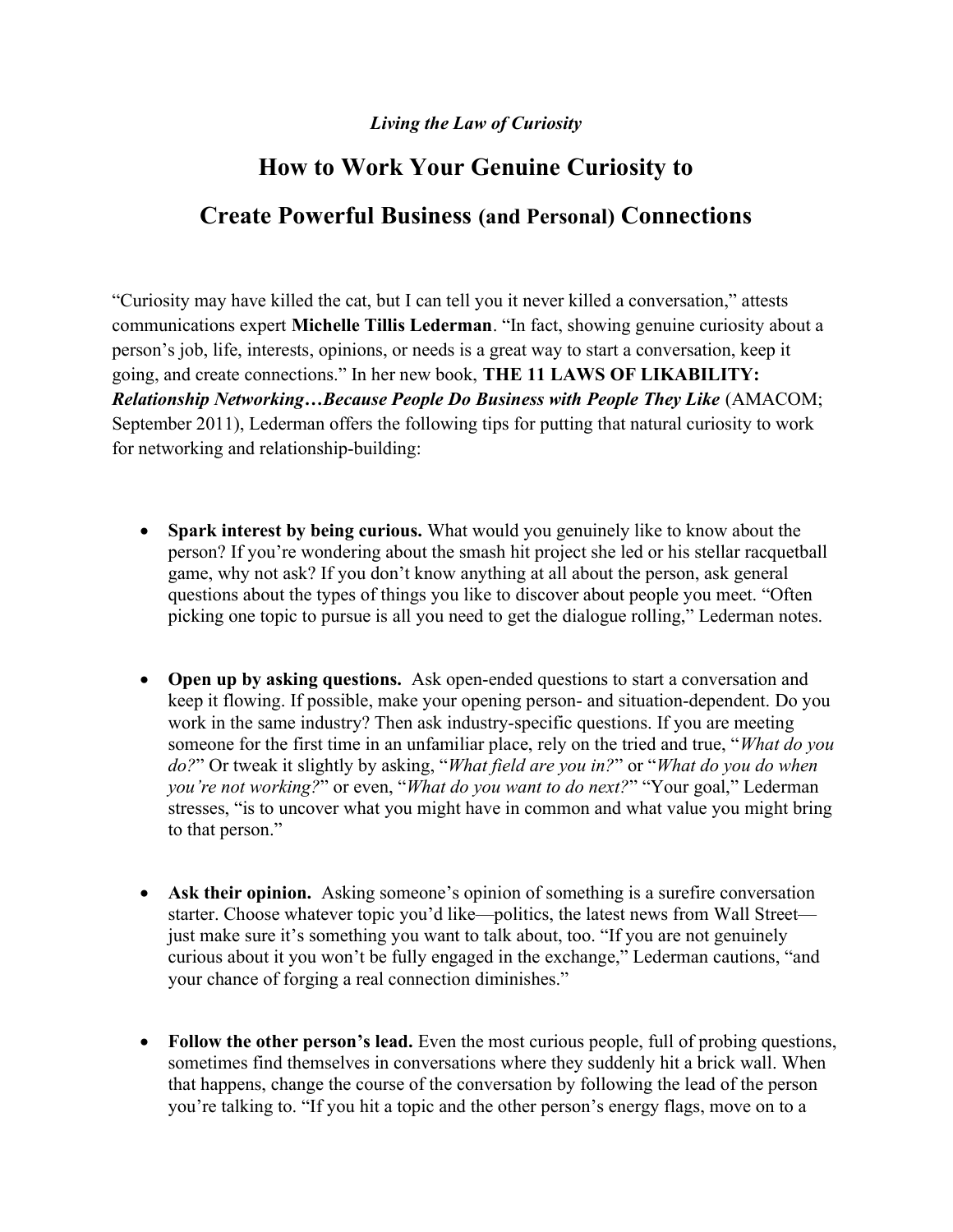*Living the Law of Curiosity*

# How to Work Your Genuine Curiosity to Create Powerful Business (and Personal) Connections

"Curiosity may have killed the cat, but I can tell you it never killed a conversation," attests communications expert **Michelle Tillis Lederman**. "In fact, showing genuine curiosity about a person's job, life, interests, opinions, or needs is a great way to start a conversation, keep it going, and create connections." In her new book, **THE 11 LAWS OF LIKABILITY: *Relationship Networking…Because People Do Business with People They Like*** (AMACOM; September 2011), Lederman offers the following tips for putting that natural curiosity to work for networking and relationship-building:

- **Spark interest by being curious.** What would you genuinely like to know about the person? If you're wondering about the smash hit project she led or his stellar racquetball game, why not ask? If you don't know anything at all about the person, ask general questions about the types of things you like to discover about people you meet. "Often picking one topic to pursue is all you need to get the dialogue rolling," Lederman notes.

- **Open up by asking questions.** Ask open-ended questions to start a conversation and keep it flowing. If possible, make your opening person- and situation-dependent. Do you work in the same industry? Then ask industry-specific questions. If you are meeting someone for the first time in an unfamiliar place, rely on the tried and true, "*What do you do?*" Or tweak it slightly by asking, "*What field are you in?*" or "*What do you do when you're not working?*" or even, "*What do you want to do next?*" "Your goal," Lederman stresses, "is to uncover what you might have in common and what value you might bring to that person."

- **Ask their opinion.** Asking someone's opinion of something is a surefire conversation starter. Choose whatever topic you'd like—politics, the latest news from Wall Street—just make sure it's something you want to talk about, too. "If you are not genuinely curious about it you won't be fully engaged in the exchange," Lederman cautions, "and your chance of forging a real connection diminishes."

- **Follow the other person's lead.** Even the most curious people, full of probing questions, sometimes find themselves in conversations where they suddenly hit a brick wall. When that happens, change the course of the conversation by following the lead of the person you're talking to. "If you hit a topic and the other person's energy flags, move on to a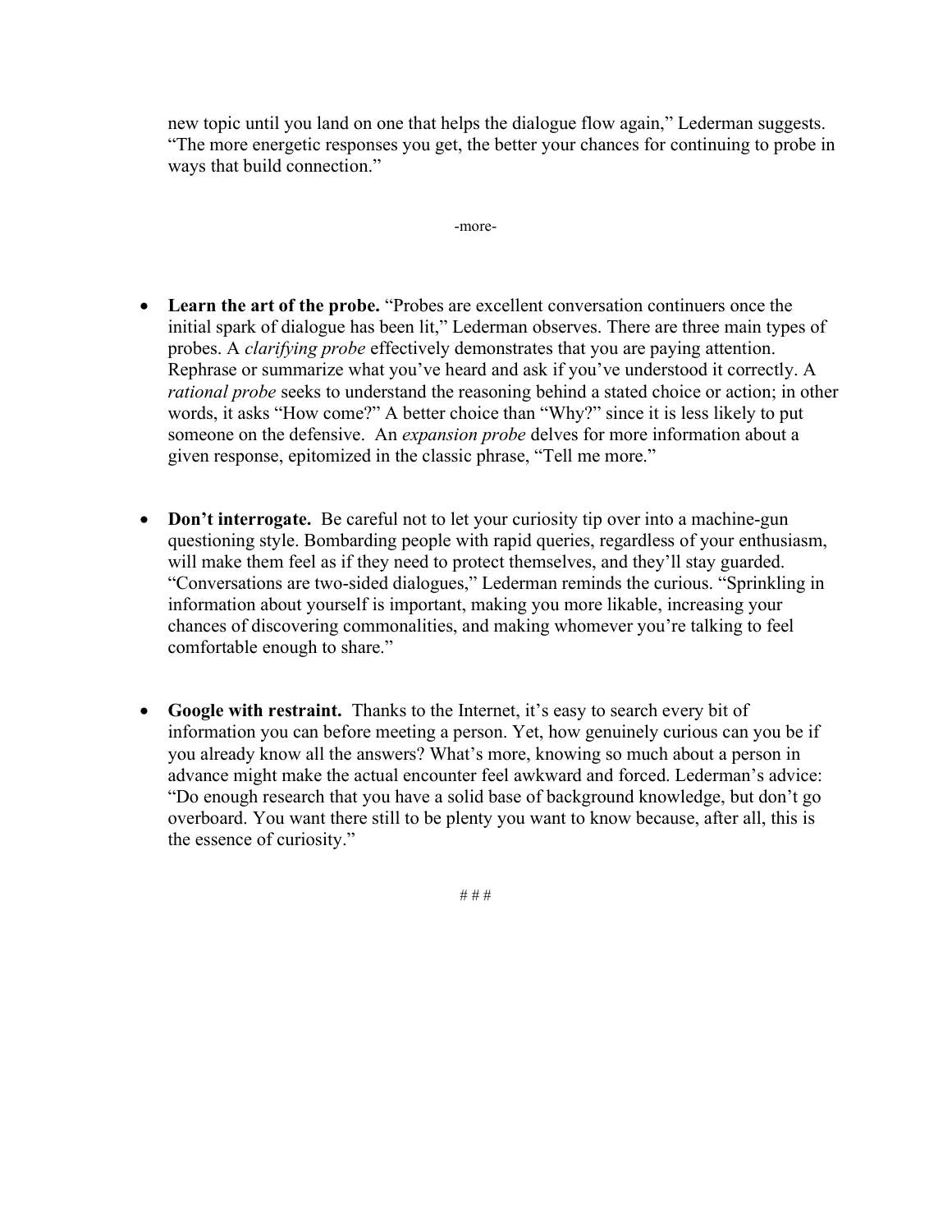new topic until you land on one that helps the dialogue flow again," Lederman suggests. "The more energetic responses you get, the better your chances for continuing to probe in ways that build connection."

-more-

- **Learn the art of the probe.** "Probes are excellent conversation continuers once the initial spark of dialogue has been lit," Lederman observes. There are three main types of probes. A *clarifying probe* effectively demonstrates that you are paying attention. Rephrase or summarize what you've heard and ask if you've understood it correctly. A *rational probe* seeks to understand the reasoning behind a stated choice or action; in other words, it asks "How come?" A better choice than "Why?" since it is less likely to put someone on the defensive. An *expansion probe* delves for more information about a given response, epitomized in the classic phrase, "Tell me more."

- **Don't interrogate.** Be careful not to let your curiosity tip over into a machine-gun questioning style. Bombarding people with rapid queries, regardless of your enthusiasm, will make them feel as if they need to protect themselves, and they'll stay guarded. "Conversations are two-sided dialogues," Lederman reminds the curious. "Sprinkling in information about yourself is important, making you more likable, increasing your chances of discovering commonalities, and making whomever you're talking to feel comfortable enough to share."

- **Google with restraint.** Thanks to the Internet, it's easy to search every bit of information you can before meeting a person. Yet, how genuinely curious can you be if you already know all the answers? What's more, knowing so much about a person in advance might make the actual encounter feel awkward and forced. Lederman's advice: "Do enough research that you have a solid base of background knowledge, but don't go overboard. You want there still to be plenty you want to know because, after all, this is the essence of curiosity."

# # #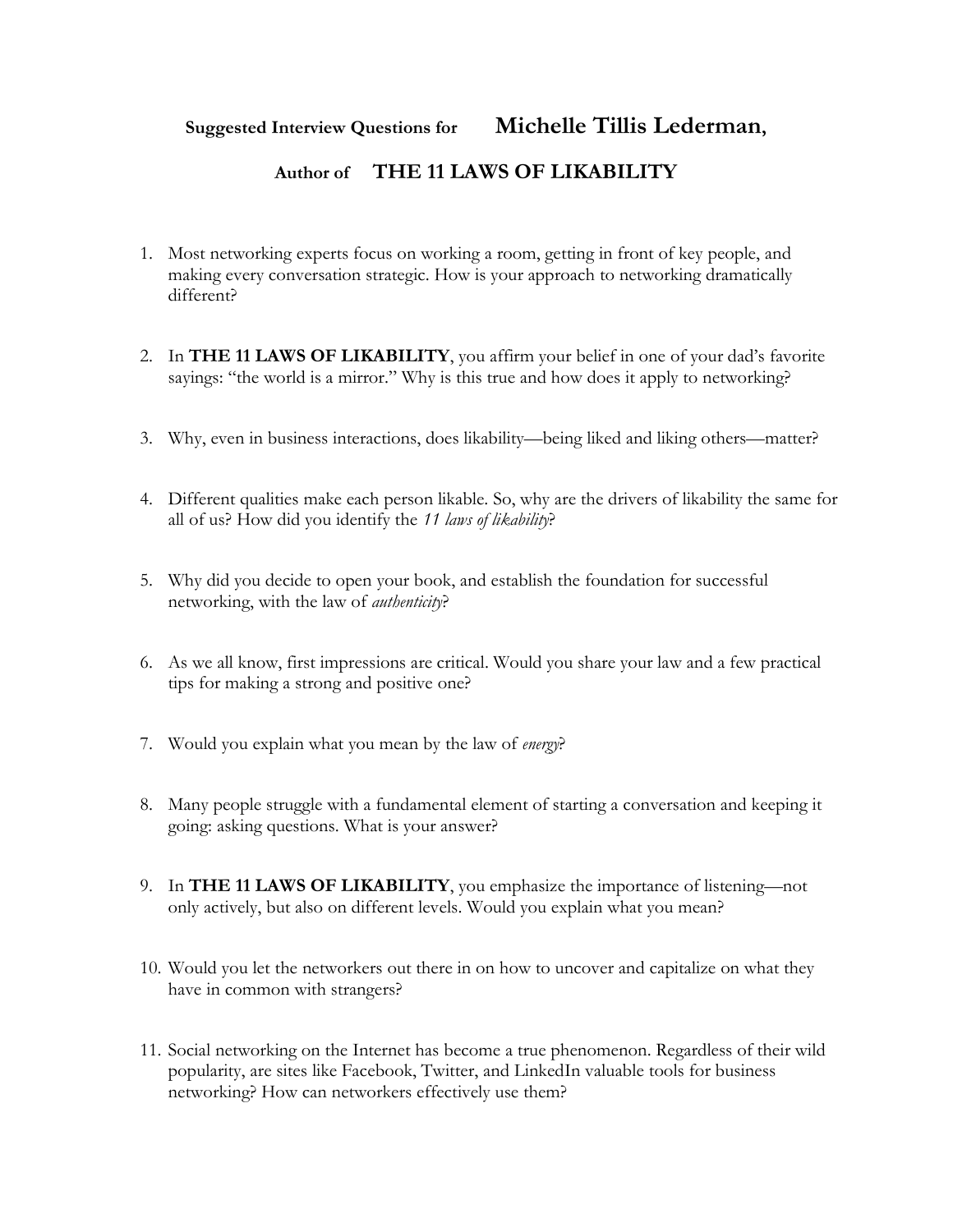## Suggested Interview Questions for **Michelle Tillis Lederman**, Author of **THE 11 LAWS OF LIKABILITY**

1. Most networking experts focus on working a room, getting in front of key people, and making every conversation strategic. How is your approach to networking dramatically different?

2. In **THE 11 LAWS OF LIKABILITY**, you affirm your belief in one of your dad's favorite sayings: "the world is a mirror." Why is this true and how does it apply to networking?

3. Why, even in business interactions, does likability—being liked and liking others—matter?

4. Different qualities make each person likable. So, why are the drivers of likability the same for all of us? How did you identify the *11 laws of likability*?

5. Why did you decide to open your book, and establish the foundation for successful networking, with the law of *authenticity*?

6. As we all know, first impressions are critical. Would you share your law and a few practical tips for making a strong and positive one?

7. Would you explain what you mean by the law of *energy*?

8. Many people struggle with a fundamental element of starting a conversation and keeping it going: asking questions. What is your answer?

9. In **THE 11 LAWS OF LIKABILITY**, you emphasize the importance of listening—not only actively, but also on different levels. Would you explain what you mean?

10. Would you let the networkers out there in on how to uncover and capitalize on what they have in common with strangers?

11. Social networking on the Internet has become a true phenomenon. Regardless of their wild popularity, are sites like Facebook, Twitter, and LinkedIn valuable tools for business networking? How can networkers effectively use them?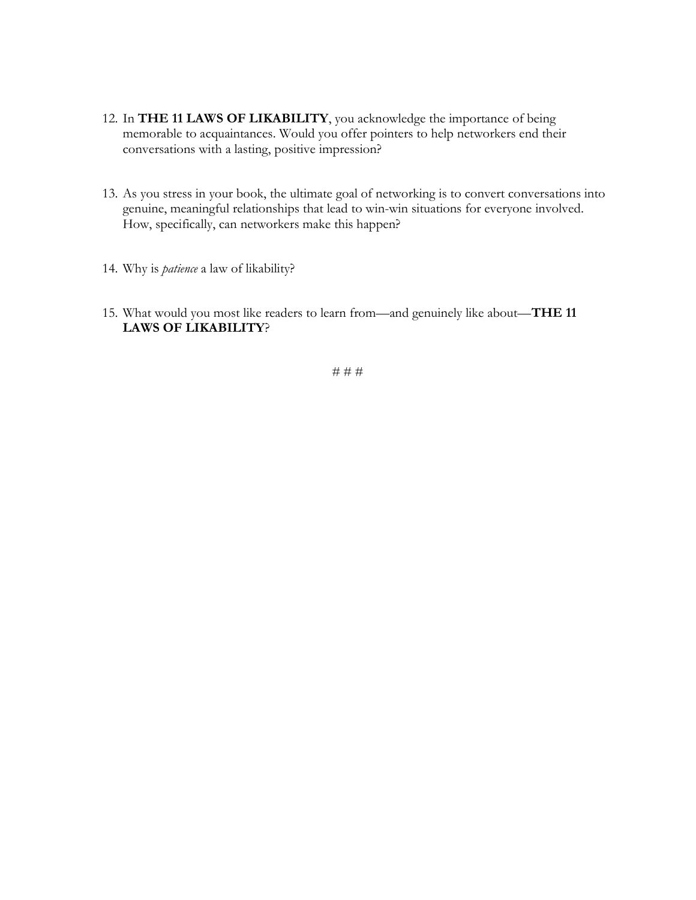12. In **THE 11 LAWS OF LIKABILITY**, you acknowledge the importance of being memorable to acquaintances. Would you offer pointers to help networkers end their conversations with a lasting, positive impression?

13. As you stress in your book, the ultimate goal of networking is to convert conversations into genuine, meaningful relationships that lead to win-win situations for everyone involved. How, specifically, can networkers make this happen?

14. Why is *patience* a law of likability?

15. What would you most like readers to learn from—and genuinely like about—**THE 11 LAWS OF LIKABILITY**?

# # #